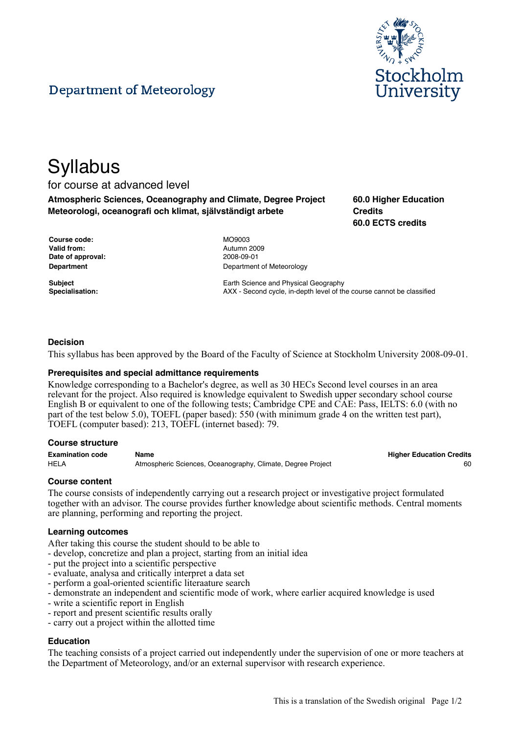Department of Meteorology

# Syllabus

for course at advanced level

**Atmospheric Sciences, Oceanography and Climate, Degree Project**
**Meteorologi, oceanografi och klimat, självständigt arbete**

**60.0 Higher Education Credits**
**60.0 ECTS credits**

| | |
|---|---|
| **Course code:** | MO9003 |
| **Valid from:** | Autumn 2009 |
| **Date of approval:** | 2008-09-01 |
| **Department** | Department of Meteorology |
| **Subject** | Earth Science and Physical Geography |
| **Specialisation:** | AXX - Second cycle, in-depth level of the course cannot be classified |

### Decision

This syllabus has been approved by the Board of the Faculty of Science at Stockholm University 2008-09-01.

### Prerequisites and special admittance requirements

Knowledge corresponding to a Bachelor's degree, as well as 30 HECs Second level courses in an area relevant for the project. Also required is knowledge equivalent to Swedish upper secondary school course English B or equivalent to one of the following tests; Cambridge CPE and CAE: Pass, IELTS: 6.0 (with no part of the test below 5.0), TOEFL (paper based): 550 (with minimum grade 4 on the written test part), TOEFL (computer based): 213, TOEFL (internet based): 79.

### Course structure

| Examination code | Name | Higher Education Credits |
|---|---|---|
| HELA | Atmospheric Sciences, Oceanography, Climate, Degree Project | 60 |

### Course content

The course consists of independently carrying out a research project or investigative project formulated together with an advisor. The course provides further knowledge about scientific methods. Central moments are planning, performing and reporting the project.

### Learning outcomes

After taking this course the student should to be able to
- develop, concretize and plan a project, starting from an initial idea
- put the project into a scientific perspective
- evaluate, analysa and critically interpret a data set
- perform a goal-oriented scientific literaature search
- demonstrate an independent and scientific mode of work, where earlier acquired knowledge is used
- write a scientific report in English
- report and present scientific results orally
- carry out a project within the allotted time

### Education

The teaching consists of a project carried out independently under the supervision of one or more teachers at the Department of Meteorology, and/or an external supervisor with research experience.

This is a translation of the Swedish original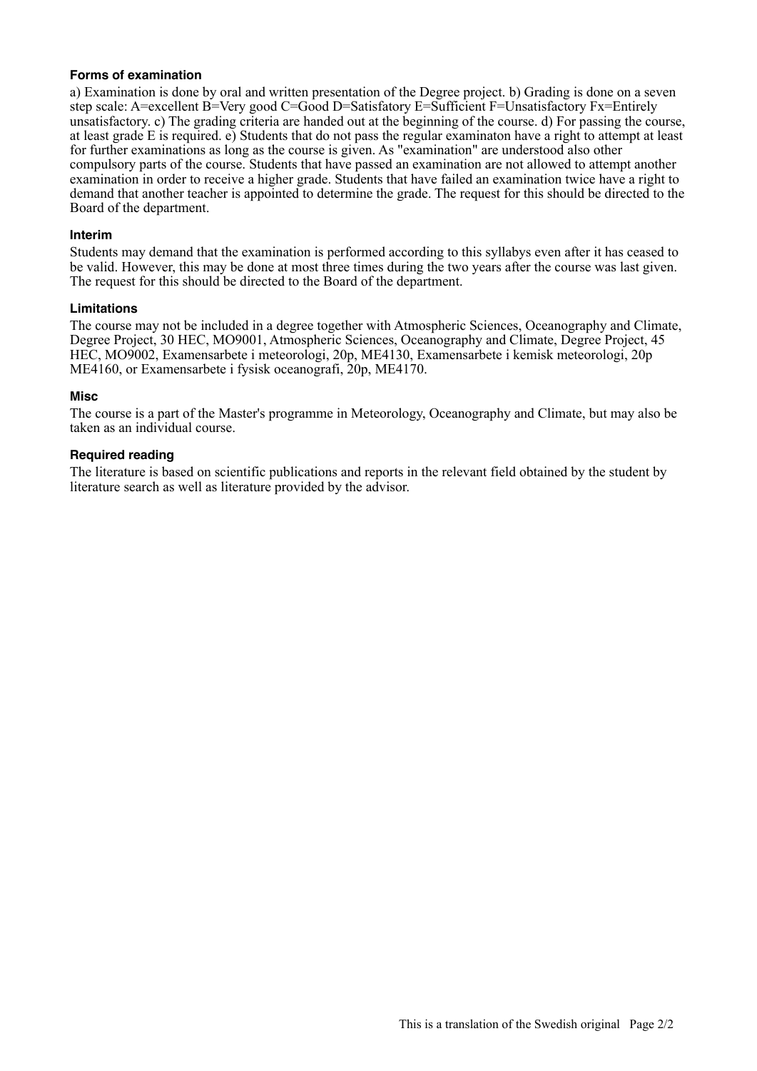### Forms of examination

a) Examination is done by oral and written presentation of the Degree project. b) Grading is done on a seven step scale: A=excellent B=Very good C=Good D=Satisfatory E=Sufficient F=Unsatisfactory Fx=Entirely unsatisfactory. c) The grading criteria are handed out at the beginning of the course. d) For passing the course, at least grade E is required. e) Students that do not pass the regular examinaton have a right to attempt at least for further examinations as long as the course is given. As "examination" are understood also other compulsory parts of the course. Students that have passed an examination are not allowed to attempt another examination in order to receive a higher grade. Students that have failed an examination twice have a right to demand that another teacher is appointed to determine the grade. The request for this should be directed to the Board of the department.

### Interim

Students may demand that the examination is performed according to this syllabys even after it has ceased to be valid. However, this may be done at most three times during the two years after the course was last given. The request for this should be directed to the Board of the department.

### Limitations

The course may not be included in a degree together with Atmospheric Sciences, Oceanography and Climate, Degree Project, 30 HEC, MO9001, Atmospheric Sciences, Oceanography and Climate, Degree Project, 45 HEC, MO9002, Examensarbete i meteorologi, 20p, ME4130, Examensarbete i kemisk meteorologi, 20p ME4160, or Examensarbete i fysisk oceanografi, 20p, ME4170.

### Misc

The course is a part of the Master's programme in Meteorology, Oceanography and Climate, but may also be taken as an individual course.

### Required reading

The literature is based on scientific publications and reports in the relevant field obtained by the student by literature search as well as literature provided by the advisor.

This is a translation of the Swedish original